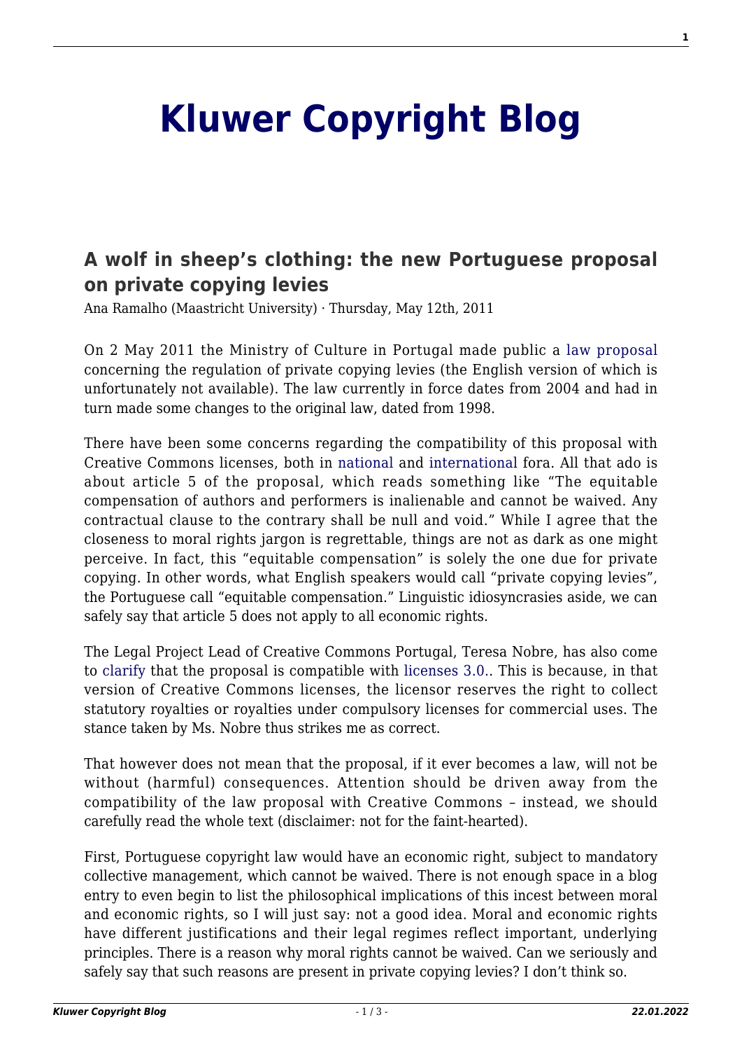# Kluwer Copyright Blog

## A wolf in sheep's clothing: the new Portuguese proposal on private copying levies

Ana Ramalho (Maastricht University) · Thursday, May 12th, 2011

On 2 May 2011 the Ministry of Culture in Portugal made public a law proposal concerning the regulation of private copying levies (the English version of which is unfortunately not available). The law currently in force dates from 2004 and had in turn made some changes to the original law, dated from 1998.

There have been some concerns regarding the compatibility of this proposal with Creative Commons licenses, both in national and international fora. All that ado is about article 5 of the proposal, which reads something like "The equitable compensation of authors and performers is inalienable and cannot be waived. Any contractual clause to the contrary shall be null and void." While I agree that the closeness to moral rights jargon is regrettable, things are not as dark as one might perceive. In fact, this "equitable compensation" is solely the one due for private copying. In other words, what English speakers would call "private copying levies", the Portuguese call "equitable compensation." Linguistic idiosyncrasies aside, we can safely say that article 5 does not apply to all economic rights.

The Legal Project Lead of Creative Commons Portugal, Teresa Nobre, has also come to clarify that the proposal is compatible with licenses 3.0.. This is because, in that version of Creative Commons licenses, the licensor reserves the right to collect statutory royalties or royalties under compulsory licenses for commercial uses. The stance taken by Ms. Nobre thus strikes me as correct.

That however does not mean that the proposal, if it ever becomes a law, will not be without (harmful) consequences. Attention should be driven away from the compatibility of the law proposal with Creative Commons – instead, we should carefully read the whole text (disclaimer: not for the faint-hearted).

First, Portuguese copyright law would have an economic right, subject to mandatory collective management, which cannot be waived. There is not enough space in a blog entry to even begin to list the philosophical implications of this incest between moral and economic rights, so I will just say: not a good idea. Moral and economic rights have different justifications and their legal regimes reflect important, underlying principles. There is a reason why moral rights cannot be waived. Can we seriously and safely say that such reasons are present in private copying levies? I don't think so.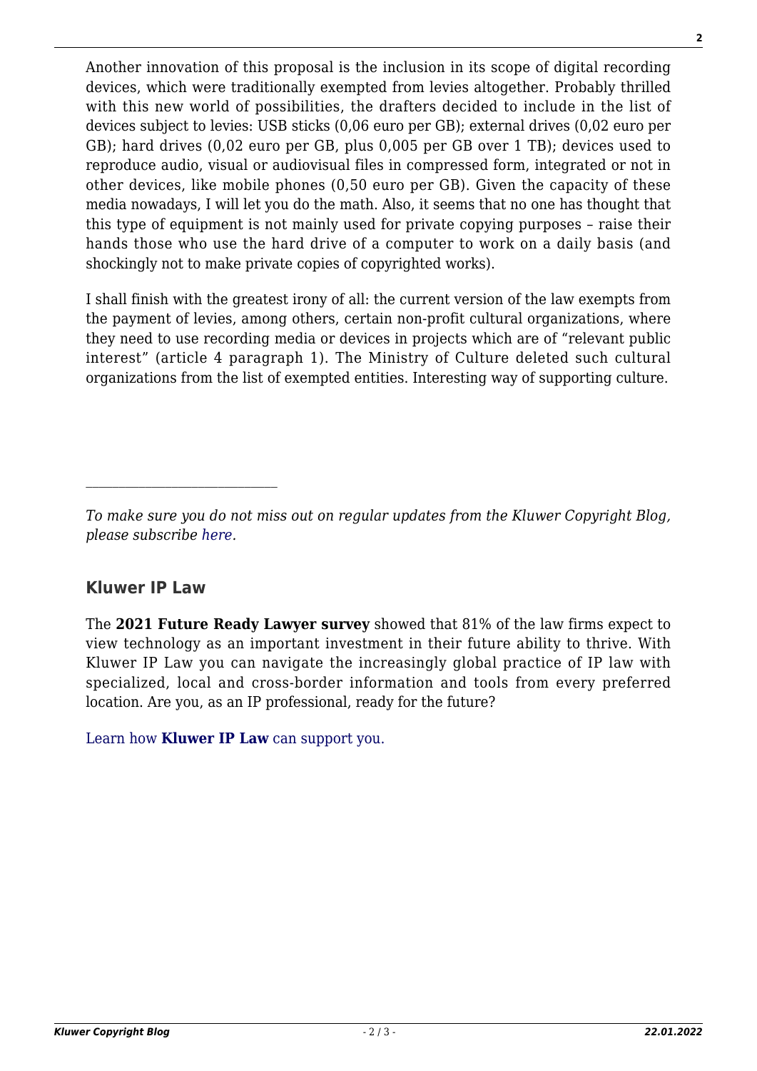Another innovation of this proposal is the inclusion in its scope of digital recording devices, which were traditionally exempted from levies altogether. Probably thrilled with this new world of possibilities, the drafters decided to include in the list of devices subject to levies: USB sticks (0,06 euro per GB); external drives (0,02 euro per GB); hard drives (0,02 euro per GB, plus 0,005 per GB over 1 TB); devices used to reproduce audio, visual or audiovisual files in compressed form, integrated or not in other devices, like mobile phones (0,50 euro per GB). Given the capacity of these media nowadays, I will let you do the math. Also, it seems that no one has thought that this type of equipment is not mainly used for private copying purposes – raise their hands those who use the hard drive of a computer to work on a daily basis (and shockingly not to make private copies of copyrighted works).

I shall finish with the greatest irony of all: the current version of the law exempts from the payment of levies, among others, certain non-profit cultural organizations, where they need to use recording media or devices in projects which are of "relevant public interest" (article 4 paragraph 1). The Ministry of Culture deleted such cultural organizations from the list of exempted entities. Interesting way of supporting culture.

---

*To make sure you do not miss out on regular updates from the Kluwer Copyright Blog, please subscribe here.*

### Kluwer IP Law

The **2021 Future Ready Lawyer survey** showed that 81% of the law firms expect to view technology as an important investment in their future ability to thrive. With Kluwer IP Law you can navigate the increasingly global practice of IP law with specialized, local and cross-border information and tools from every preferred location. Are you, as an IP professional, ready for the future?

Learn how **Kluwer IP Law** can support you.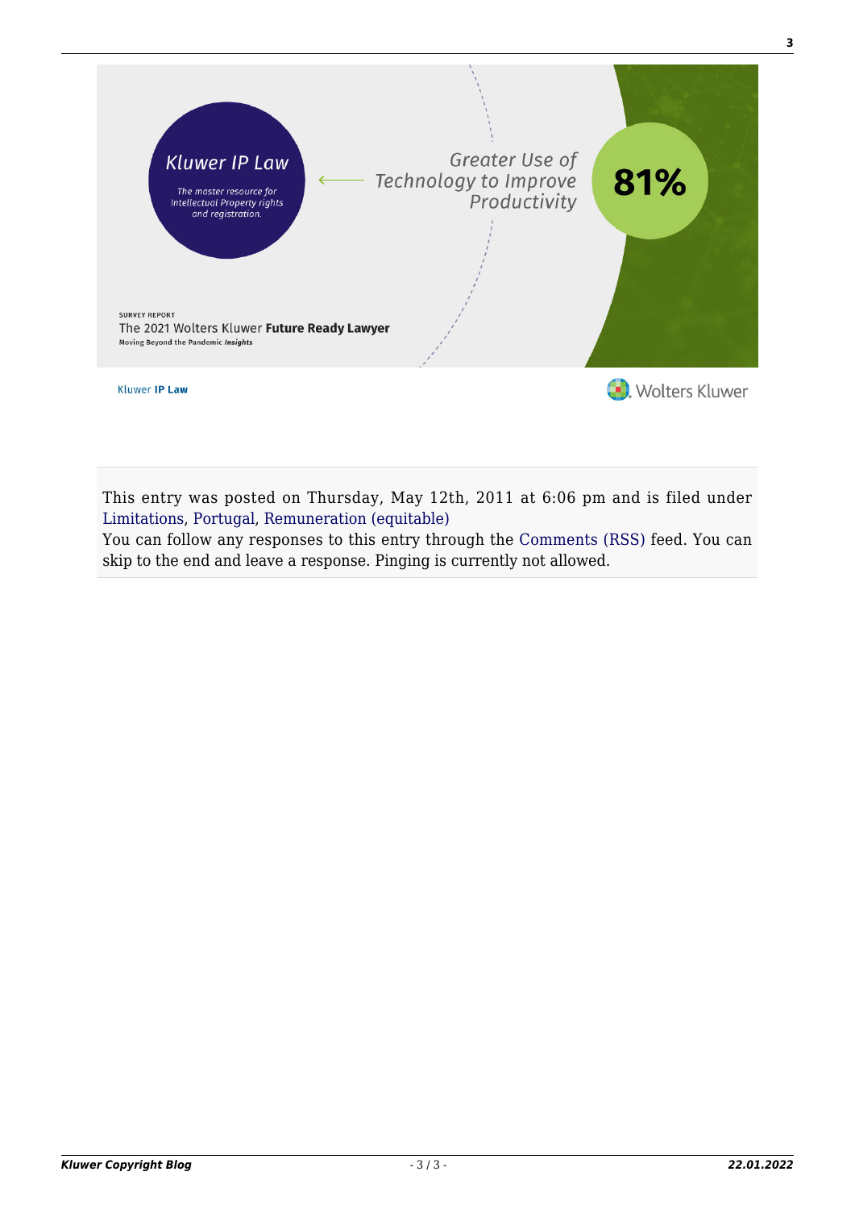Kluwer IP Law

The master resource for Intellectual Property rights and registration.

Greater Use of Technology to Improve Productivity

81%

SURVEY REPORT

The 2021 Wolters Kluwer **Future Ready Lawyer**

Moving Beyond the Pandemic *Insights*

Kluwer **IP Law**

Wolters Kluwer

This entry was posted on Thursday, May 12th, 2011 at 6:06 pm and is filed under Limitations, Portugal, Remuneration (equitable)

You can follow any responses to this entry through the Comments (RSS) feed. You can skip to the end and leave a response. Pinging is currently not allowed.